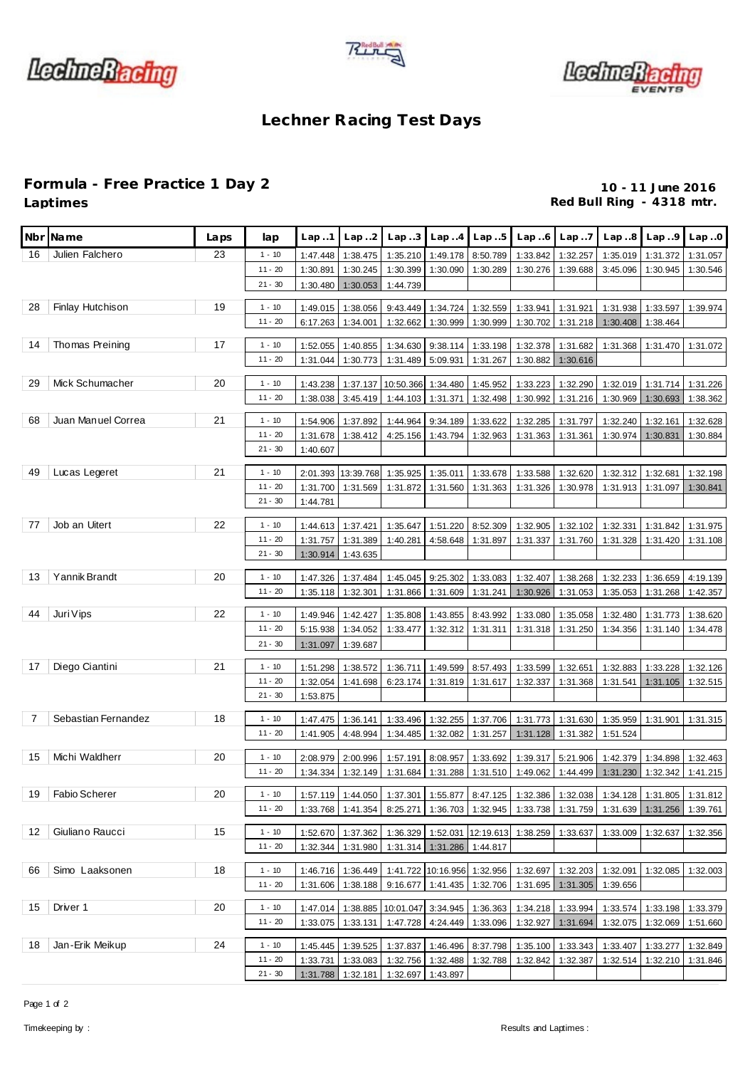# Lechner Racing Test Days

## Formula - Free Practice 1 Day 2

**Laptimes**

**10 - 11 June 2016**
**Red Bull Ring - 4318 mtr.**

| Nbr | Name | Laps | lap | Lap ..1 | Lap ..2 | Lap ..3 | Lap ..4 | Lap ..5 | Lap ..6 | Lap ..7 | Lap ..8 | Lap ..9 | Lap ..0 |
|---|---|---|---|---|---|---|---|---|---|---|---|---|---|
| 16 | Julien Falchero | 23 | 1 - 10 | 1:47.448 | 1:38.475 | 1:35.210 | 1:49.178 | 8:50.789 | 1:33.842 | 1:32.257 | 1:35.019 | 1:31.372 | 1:31.057 |
| | | | 11 - 20 | 1:30.891 | 1:30.245 | 1:30.399 | 1:30.090 | 1:30.289 | 1:30.276 | 1:39.688 | 3:45.096 | 1:30.945 | 1:30.546 |
| | | | 21 - 30 | 1:30.480 | 1:30.053 | 1:44.739 | | | | | | | |
| 28 | Finlay Hutchison | 19 | 1 - 10 | 1:49.015 | 1:38.056 | 9:43.449 | 1:34.724 | 1:32.559 | 1:33.941 | 1:31.921 | 1:31.938 | 1:33.597 | 1:39.974 |
| | | | 11 - 20 | 6:17.263 | 1:34.001 | 1:32.662 | 1:30.999 | 1:30.999 | 1:30.702 | 1:31.218 | 1:30.408 | 1:38.464 | |
| 14 | Thomas Preining | 17 | 1 - 10 | 1:52.055 | 1:40.855 | 1:34.630 | 9:38.114 | 1:33.198 | 1:32.378 | 1:31.682 | 1:31.368 | 1:31.470 | 1:31.072 |
| | | | 11 - 20 | 1:31.044 | 1:30.773 | 1:31.489 | 5:09.931 | 1:31.267 | 1:30.882 | 1:30.616 | | | |
| 29 | Mick Schumacher | 20 | 1 - 10 | 1:43.238 | 1:37.137 | 10:50.366 | 1:34.480 | 1:45.952 | 1:33.223 | 1:32.290 | 1:32.019 | 1:31.714 | 1:31.226 |
| | | | 11 - 20 | 1:38.038 | 3:45.419 | 1:44.103 | 1:31.371 | 1:32.498 | 1:30.992 | 1:31.216 | 1:30.969 | 1:30.693 | 1:38.362 |
| 68 | Juan Manuel Correa | 21 | 1 - 10 | 1:54.906 | 1:37.892 | 1:44.964 | 9:34.189 | 1:33.622 | 1:32.285 | 1:31.797 | 1:32.240 | 1:32.161 | 1:32.628 |
| | | | 11 - 20 | 1:31.678 | 1:38.412 | 4:25.156 | 1:43.794 | 1:32.963 | 1:31.363 | 1:31.361 | 1:30.974 | 1:30.831 | 1:30.884 |
| | | | 21 - 30 | 1:40.607 | | | | | | | | | |
| 49 | Lucas Legeret | 21 | 1 - 10 | 2:01.393 | 13:39.768 | 1:35.925 | 1:35.011 | 1:33.678 | 1:33.588 | 1:32.620 | 1:32.312 | 1:32.681 | 1:32.198 |
| | | | 11 - 20 | 1:31.700 | 1:31.569 | 1:31.872 | 1:31.560 | 1:31.363 | 1:31.326 | 1:30.978 | 1:31.913 | 1:31.097 | 1:30.841 |
| | | | 21 - 30 | 1:44.781 | | | | | | | | | |
| 77 | Job an Uitert | 22 | 1 - 10 | 1:44.613 | 1:37.421 | 1:35.647 | 1:51.220 | 8:52.309 | 1:32.905 | 1:32.102 | 1:32.331 | 1:31.842 | 1:31.975 |
| | | | 11 - 20 | 1:31.757 | 1:31.389 | 1:40.281 | 4:58.648 | 1:31.897 | 1:31.337 | 1:31.760 | 1:31.328 | 1:31.420 | 1:31.108 |
| | | | 21 - 30 | 1:30.914 | 1:43.635 | | | | | | | | |
| 13 | Yannik Brandt | 20 | 1 - 10 | 1:47.326 | 1:37.484 | 1:45.045 | 9:25.302 | 1:33.083 | 1:32.407 | 1:38.268 | 1:32.233 | 1:36.659 | 4:19.139 |
| | | | 11 - 20 | 1:35.118 | 1:32.301 | 1:31.866 | 1:31.609 | 1:31.241 | 1:30.926 | 1:31.053 | 1:35.053 | 1:31.268 | 1:42.357 |
| 44 | Juri Vips | 22 | 1 - 10 | 1:49.946 | 1:42.427 | 1:35.808 | 1:43.855 | 8:43.992 | 1:33.080 | 1:35.058 | 1:32.480 | 1:31.773 | 1:38.620 |
| | | | 11 - 20 | 5:15.938 | 1:34.052 | 1:33.477 | 1:32.312 | 1:31.311 | 1:31.318 | 1:31.250 | 1:34.356 | 1:31.140 | 1:34.478 |
| | | | 21 - 30 | 1:31.097 | 1:39.687 | | | | | | | | |
| 17 | Diego Ciantini | 21 | 1 - 10 | 1:51.298 | 1:38.572 | 1:36.711 | 1:49.599 | 8:57.493 | 1:33.599 | 1:32.651 | 1:32.883 | 1:33.228 | 1:32.126 |
| | | | 11 - 20 | 1:32.054 | 1:41.698 | 6:23.174 | 1:31.819 | 1:31.617 | 1:32.337 | 1:31.368 | 1:31.541 | 1:31.105 | 1:32.515 |
| | | | 21 - 30 | 1:53.875 | | | | | | | | | |
| 7 | Sebastian Fernandez | 18 | 1 - 10 | 1:47.475 | 1:36.141 | 1:33.496 | 1:32.255 | 1:37.706 | 1:31.773 | 1:31.630 | 1:35.959 | 1:31.901 | 1:31.315 |
| | | | 11 - 20 | 1:41.905 | 4:48.994 | 1:34.485 | 1:32.082 | 1:31.257 | 1:31.128 | 1:31.382 | 1:51.524 | | |
| 15 | Michi Waldherr | 20 | 1 - 10 | 2:08.979 | 2:00.996 | 1:57.191 | 8:08.957 | 1:33.692 | 1:39.317 | 5:21.906 | 1:42.379 | 1:34.898 | 1:32.463 |
| | | | 11 - 20 | 1:34.334 | 1:32.149 | 1:31.684 | 1:31.288 | 1:31.510 | 1:49.062 | 1:44.499 | 1:31.230 | 1:32.342 | 1:41.215 |
| 19 | Fabio Scherer | 20 | 1 - 10 | 1:57.119 | 1:44.050 | 1:37.301 | 1:55.877 | 8:47.125 | 1:32.386 | 1:32.038 | 1:34.128 | 1:31.805 | 1:31.812 |
| | | | 11 - 20 | 1:33.768 | 1:41.354 | 8:25.271 | 1:36.703 | 1:32.945 | 1:33.738 | 1:31.759 | 1:31.639 | 1:31.256 | 1:39.761 |
| 12 | Giuliano Raucci | 15 | 1 - 10 | 1:52.670 | 1:37.362 | 1:36.329 | 1:52.031 | 12:19.613 | 1:38.259 | 1:33.637 | 1:33.009 | 1:32.637 | 1:32.356 |
| | | | 11 - 20 | 1:32.344 | 1:31.980 | 1:31.314 | 1:31.286 | 1:44.817 | | | | | |
| 66 | Simo Laaksonen | 18 | 1 - 10 | 1:46.716 | 1:36.449 | 1:41.722 | 10:16.956 | 1:32.956 | 1:32.697 | 1:32.203 | 1:32.091 | 1:32.085 | 1:32.003 |
| | | | 11 - 20 | 1:31.606 | 1:38.188 | 9:16.677 | 1:41.435 | 1:32.706 | 1:31.695 | 1:31.305 | 1:39.656 | | |
| 15 | Driver 1 | 20 | 1 - 10 | 1:47.014 | 1:38.885 | 10:01.047 | 3:34.945 | 1:36.363 | 1:34.218 | 1:33.994 | 1:33.574 | 1:33.198 | 1:33.379 |
| | | | 11 - 20 | 1:33.075 | 1:33.131 | 1:47.728 | 4:24.449 | 1:33.096 | 1:32.927 | 1:31.694 | 1:32.075 | 1:32.069 | 1:51.660 |
| 18 | Jan-Erik Meikup | 24 | 1 - 10 | 1:45.445 | 1:39.525 | 1:37.837 | 1:46.496 | 8:37.798 | 1:35.100 | 1:33.343 | 1:33.407 | 1:33.277 | 1:32.849 |
| | | | 11 - 20 | 1:33.731 | 1:33.083 | 1:32.756 | 1:32.488 | 1:32.788 | 1:32.842 | 1:32.387 | 1:32.514 | 1:32.210 | 1:31.846 |
| | | | 21 - 30 | 1:31.788 | 1:32.181 | 1:32.697 | 1:43.897 | | | | | | |

Timekeeping by :

Results and Laptimes :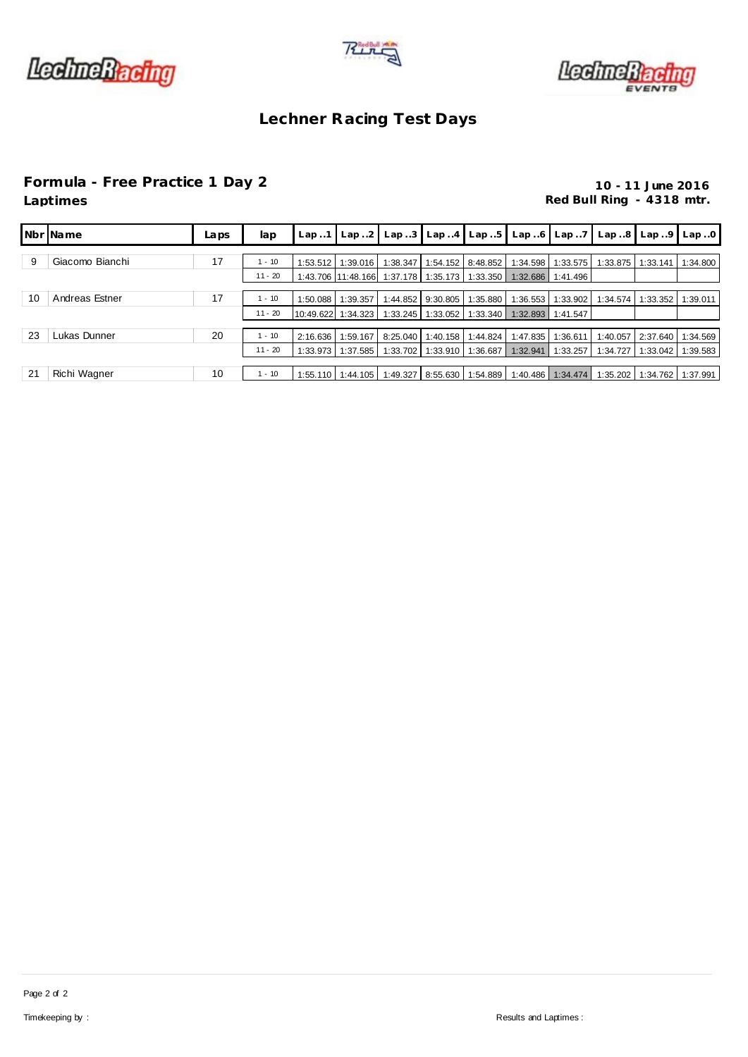# Lechner Racing Test Days

## Formula - Free Practice 1 Day 2

**Laptimes**

**10 - 11 June 2016**
**Red Bull Ring - 4318 mtr.**

| Nbr | Name | Laps | lap | Lap ..1 | Lap ..2 | Lap ..3 | Lap ..4 | Lap ..5 | Lap ..6 | Lap ..7 | Lap ..8 | Lap ..9 | Lap ..0 |
|---|---|---|---|---|---|---|---|---|---|---|---|---|---|
| 9 | Giacomo Bianchi | 17 | 1 - 10 | 1:53.512 | 1:39.016 | 1:38.347 | 1:54.152 | 8:48.852 | 1:34.598 | 1:33.575 | 1:33.875 | 1:33.141 | 1:34.800 |
| | | | 11 - 20 | 1:43.706 | 11:48.166 | 1:37.178 | 1:35.173 | 1:33.350 | 1:32.686 | 1:41.496 | | | |
| 10 | Andreas Estner | 17 | 1 - 10 | 1:50.088 | 1:39.357 | 1:44.852 | 9:30.805 | 1:35.880 | 1:36.553 | 1:33.902 | 1:34.574 | 1:33.352 | 1:39.011 |
| | | | 11 - 20 | 10:49.622 | 1:34.323 | 1:33.245 | 1:33.052 | 1:33.340 | 1:32.893 | 1:41.547 | | | |
| 23 | Lukas Dunner | 20 | 1 - 10 | 2:16.636 | 1:59.167 | 8:25.040 | 1:40.158 | 1:44.824 | 1:47.835 | 1:36.611 | 1:40.057 | 2:37.640 | 1:34.569 |
| | | | 11 - 20 | 1:33.973 | 1:37.585 | 1:33.702 | 1:33.910 | 1:36.687 | 1:32.941 | 1:33.257 | 1:34.727 | 1:33.042 | 1:39.583 |
| 21 | Richi Wagner | 10 | 1 - 10 | 1:55.110 | 1:44.105 | 1:49.327 | 8:55.630 | 1:54.889 | 1:40.486 | 1:34.474 | 1:35.202 | 1:34.762 | 1:37.991 |

Timekeeping by :

Results and Laptimes :